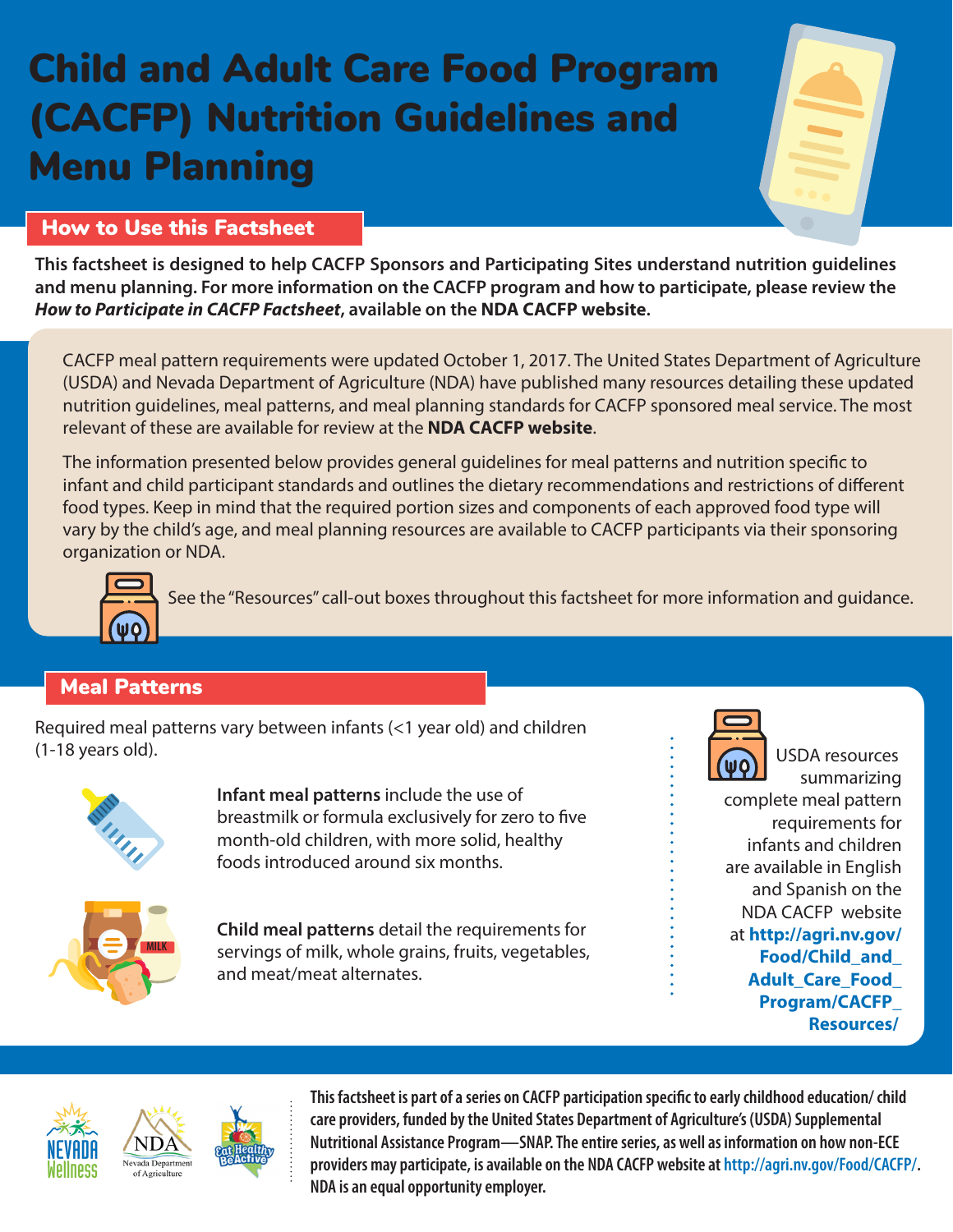# Child and Adult Care Food Program (CACFP) Nutrition Guidelines and Menu Planning

## How to Use this Factsheet

**This factsheet is designed to help CACFP Sponsors and Participating Sites understand nutrition guidelines and menu planning. For more information on the CACFP program and how to participate, please review the *How to Participate in CACFP Factsheet*, available on the NDA CACFP website.**

CACFP meal pattern requirements were updated October 1, 2017. The United States Department of Agriculture (USDA) and Nevada Department of Agriculture (NDA) have published many resources detailing these updated nutrition guidelines, meal patterns, and meal planning standards for CACFP sponsored meal service. The most relevant of these are available for review at the **NDA CACFP website**.

The information presented below provides general guidelines for meal patterns and nutrition specific to infant and child participant standards and outlines the dietary recommendations and restrictions of different food types. Keep in mind that the required portion sizes and components of each approved food type will vary by the child's age, and meal planning resources are available to CACFP participants via their sponsoring organization or NDA.

See the "Resources" call-out boxes throughout this factsheet for more information and guidance.

## Meal Patterns

Required meal patterns vary between infants (<1 year old) and children (1-18 years old).

**Infant meal patterns** include the use of breastmilk or formula exclusively for zero to five month-old children, with more solid, healthy foods introduced around six months.

**Child meal patterns** detail the requirements for servings of milk, whole grains, fruits, vegetables, and meat/meat alternates.

USDA resources summarizing complete meal pattern requirements for infants and children are available in English and Spanish on the NDA CACFP website at **http://agri.nv.gov/Food/Child_and_Adult_Care_Food_Program/CACFP_Resources/**

**This factsheet is part of a series on CACFP participation specific to early childhood education/ child care providers, funded by the United States Department of Agriculture's (USDA) Supplemental Nutritional Assistance Program—SNAP. The entire series, as well as information on how non-ECE providers may participate, is available on the NDA CACFP website at http://agri.nv.gov/Food/CACFP/. NDA is an equal opportunity employer.**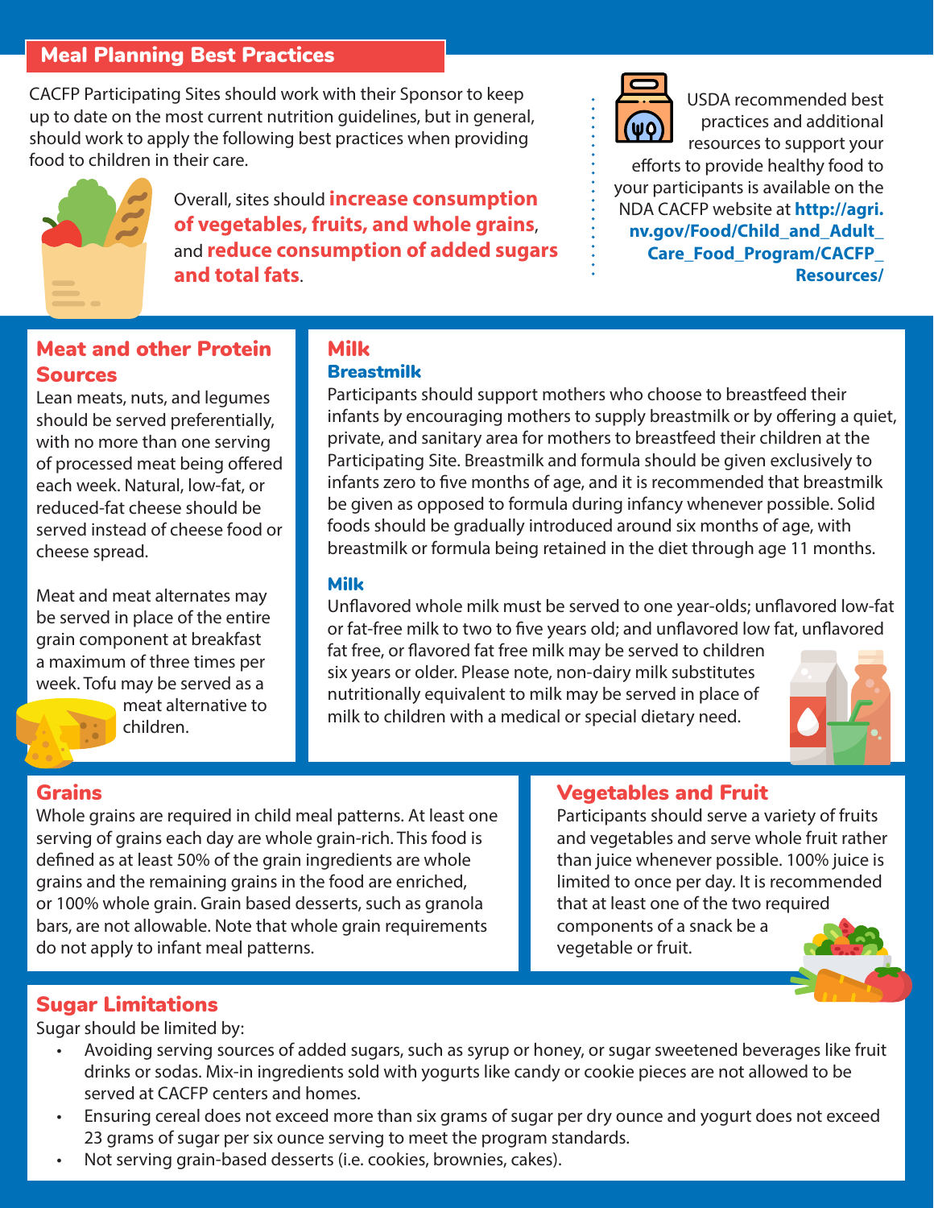## Meal Planning Best Practices

CACFP Participating Sites should work with their Sponsor to keep up to date on the most current nutrition guidelines, but in general, should work to apply the following best practices when providing food to children in their care.

Overall, sites should **increase consumption of vegetables, fruits, and whole grains**, and **reduce consumption of added sugars and total fats**.

USDA recommended best practices and additional resources to support your efforts to provide healthy food to your participants is available on the NDA CACFP website at **http://agri.nv.gov/Food/Child_and_Adult_Care_Food_Program/CACFP_Resources/**

## Meat and other Protein Sources

Lean meats, nuts, and legumes should be served preferentially, with no more than one serving of processed meat being offered each week. Natural, low-fat, or reduced-fat cheese should be served instead of cheese food or cheese spread.

Meat and meat alternates may be served in place of the entire grain component at breakfast a maximum of three times per week. Tofu may be served as a meat alternative to children.

## Milk

### Breastmilk

Participants should support mothers who choose to breastfeed their infants by encouraging mothers to supply breastmilk or by offering a quiet, private, and sanitary area for mothers to breastfeed their children at the Participating Site. Breastmilk and formula should be given exclusively to infants zero to five months of age, and it is recommended that breastmilk be given as opposed to formula during infancy whenever possible. Solid foods should be gradually introduced around six months of age, with breastmilk or formula being retained in the diet through age 11 months.

### Milk

Unflavored whole milk must be served to one year-olds; unflavored low-fat or fat-free milk to two to five years old; and unflavored low fat, unflavored fat free, or flavored fat free milk may be served to children six years or older. Please note, non-dairy milk substitutes nutritionally equivalent to milk may be served in place of milk to children with a medical or special dietary need.

## Grains

Whole grains are required in child meal patterns. At least one serving of grains each day are whole grain-rich. This food is defined as at least 50% of the grain ingredients are whole grains and the remaining grains in the food are enriched, or 100% whole grain. Grain based desserts, such as granola bars, are not allowable. Note that whole grain requirements do not apply to infant meal patterns.

## Vegetables and Fruit

Participants should serve a variety of fruits and vegetables and serve whole fruit rather than juice whenever possible. 100% juice is limited to once per day. It is recommended that at least one of the two required components of a snack be a vegetable or fruit.

## Sugar Limitations

Sugar should be limited by:

- Avoiding serving sources of added sugars, such as syrup or honey, or sugar sweetened beverages like fruit drinks or sodas. Mix-in ingredients sold with yogurts like candy or cookie pieces are not allowed to be served at CACFP centers and homes.
- Ensuring cereal does not exceed more than six grams of sugar per dry ounce and yogurt does not exceed 23 grams of sugar per six ounce serving to meet the program standards.
- Not serving grain-based desserts (i.e. cookies, brownies, cakes).